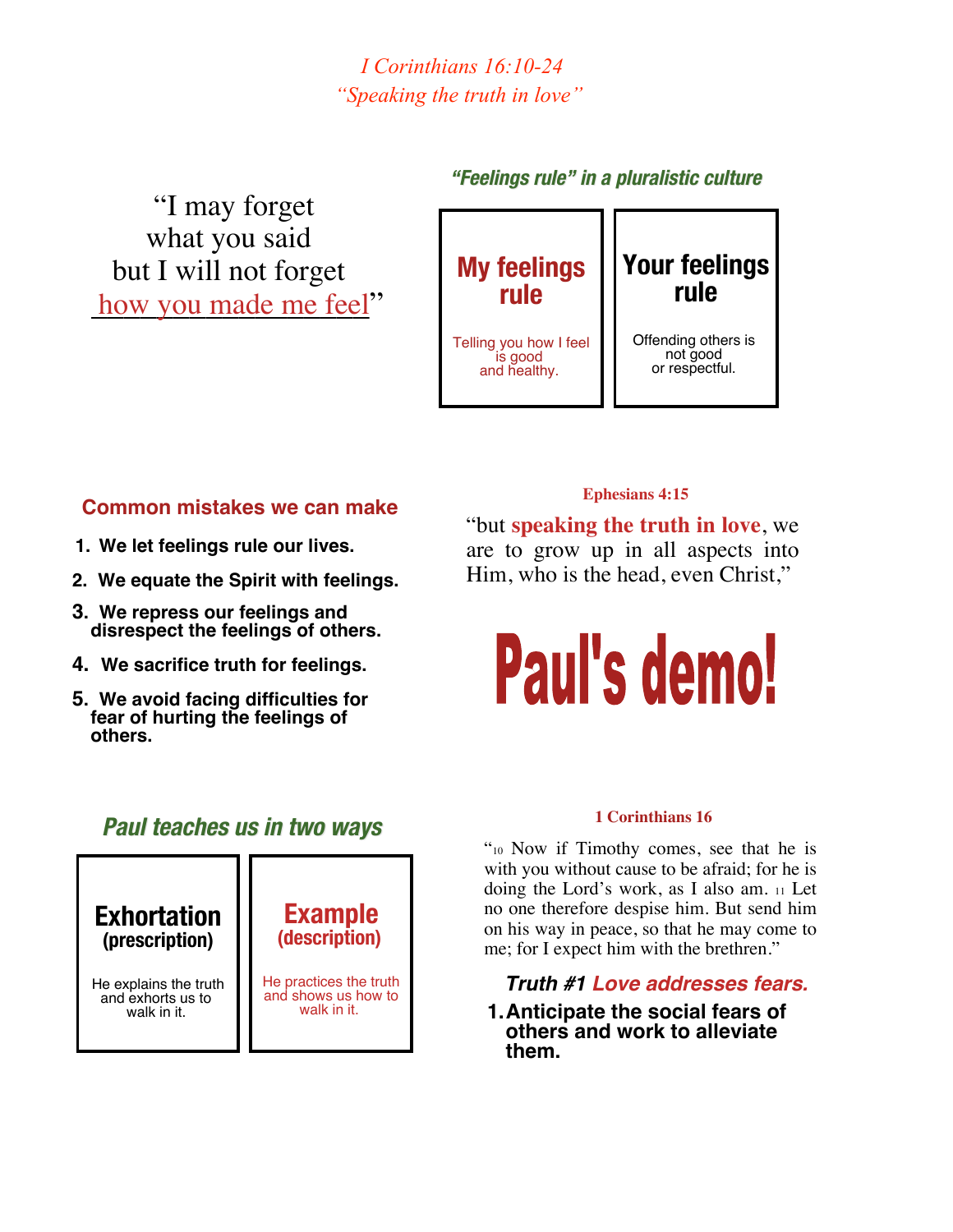*I Corinthians 16:10-24*
*"Speaking the truth in love"*

"I may forget
what you said
but I will not forget
how you made me feel"

### *"Feelings rule" in a pluralistic culture*

| **My feelings rule** | **Your feelings rule** |
| --- | --- |
| Telling you how I feel is good and healthy. | Offending others is not good or respectful. |

### Common mistakes we can make

1. **We let feelings rule our lives.**
2. **We equate the Spirit with feelings.**
3. **We repress our feelings and disrespect the feelings of others.**
4. **We sacrifice truth for feelings.**
5. **We avoid facing difficulties for fear of hurting the feelings of others.**

**Ephesians 4:15**

"but **speaking the truth in love**, we are to grow up in all aspects into Him, who is the head, even Christ,"

# Paul's demo!

### *Paul teaches us in two ways*

| **Exhortation (prescription)** | **Example (description)** |
| --- | --- |
| He explains the truth and exhorts us to walk in it. | He practices the truth and shows us how to walk in it. |

**1 Corinthians 16**

"[10] Now if Timothy comes, see that he is with you without cause to be afraid; for he is doing the Lord's work, as I also am. [11] Let no one therefore despise him. But send him on his way in peace, so that he may come to me; for I expect him with the brethren."

### *Truth #1 Love addresses fears.*

1. **Anticipate the social fears of others and work to alleviate them.**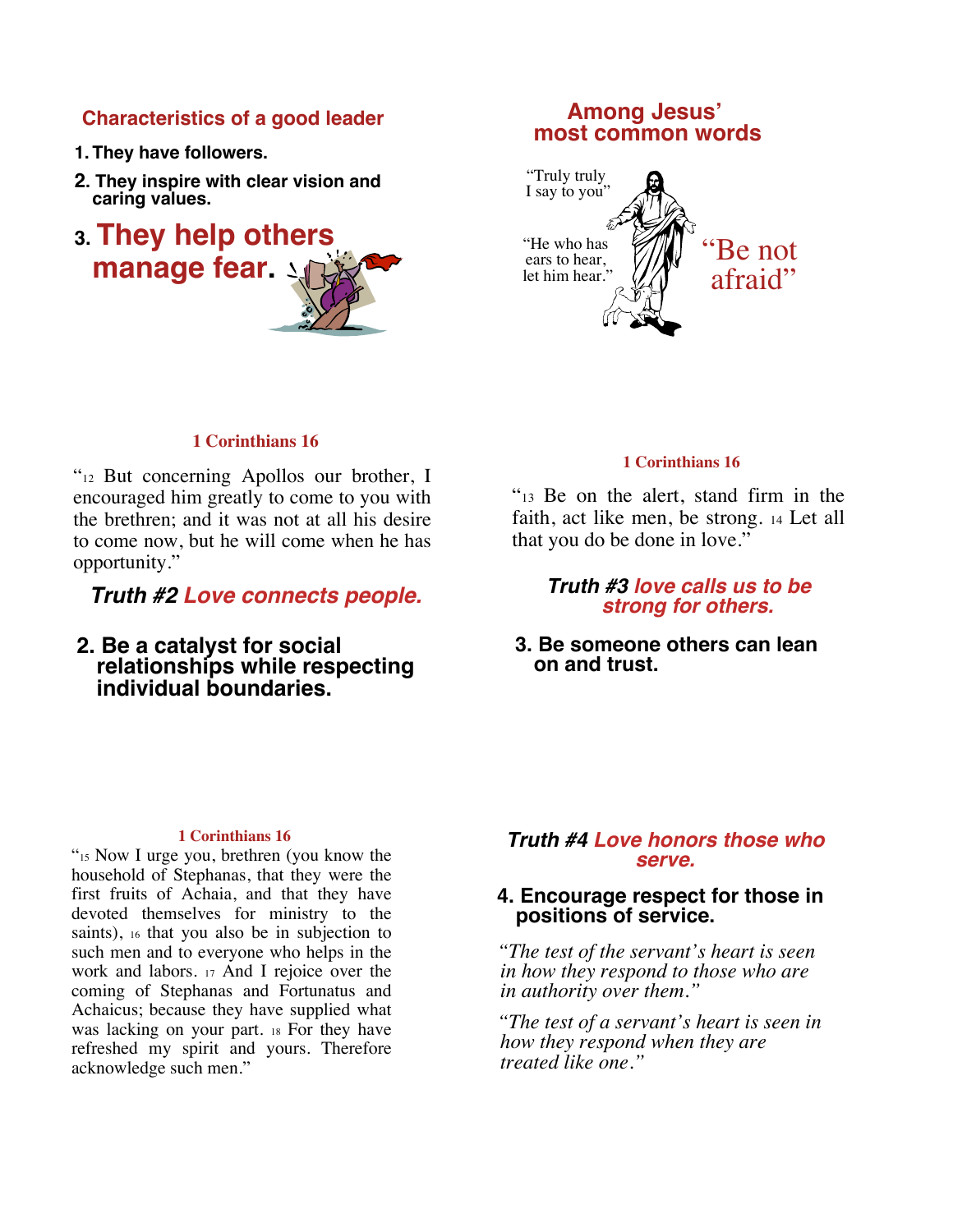## Characteristics of a good leader

1. They have followers.
2. They inspire with clear vision and caring values.
3. **They help others manage fear.**

## Among Jesus' most common words

"Truly truly I say to you"

"He who has ears to hear, let him hear."

"Be not afraid"

**1 Corinthians 16**

"12 But concerning Apollos our brother, I encouraged him greatly to come to you with the brethren; and it was not at all his desire to come now, but he will come when he has opportunity."

***Truth #2 Love connects people.***

**2. Be a catalyst for social relationships while respecting individual boundaries.**

**1 Corinthians 16**

"13 Be on the alert, stand firm in the faith, act like men, be strong. 14 Let all that you do be done in love."

***Truth #3 love calls us to be strong for others.***

**3. Be someone others can lean on and trust.**

**1 Corinthians 16**

"15 Now I urge you, brethren (you know the household of Stephanas, that they were the first fruits of Achaia, and that they have devoted themselves for ministry to the saints), 16 that you also be in subjection to such men and to everyone who helps in the work and labors. 17 And I rejoice over the coming of Stephanas and Fortunatus and Achaicus; because they have supplied what was lacking on your part. 18 For they have refreshed my spirit and yours. Therefore acknowledge such men."

***Truth #4 Love honors those who serve.***

**4. Encourage respect for those in positions of service.**

*"The test of the servant's heart is seen in how they respond to those who are in authority over them."*

*"The test of a servant's heart is seen in how they respond when they are treated like one."*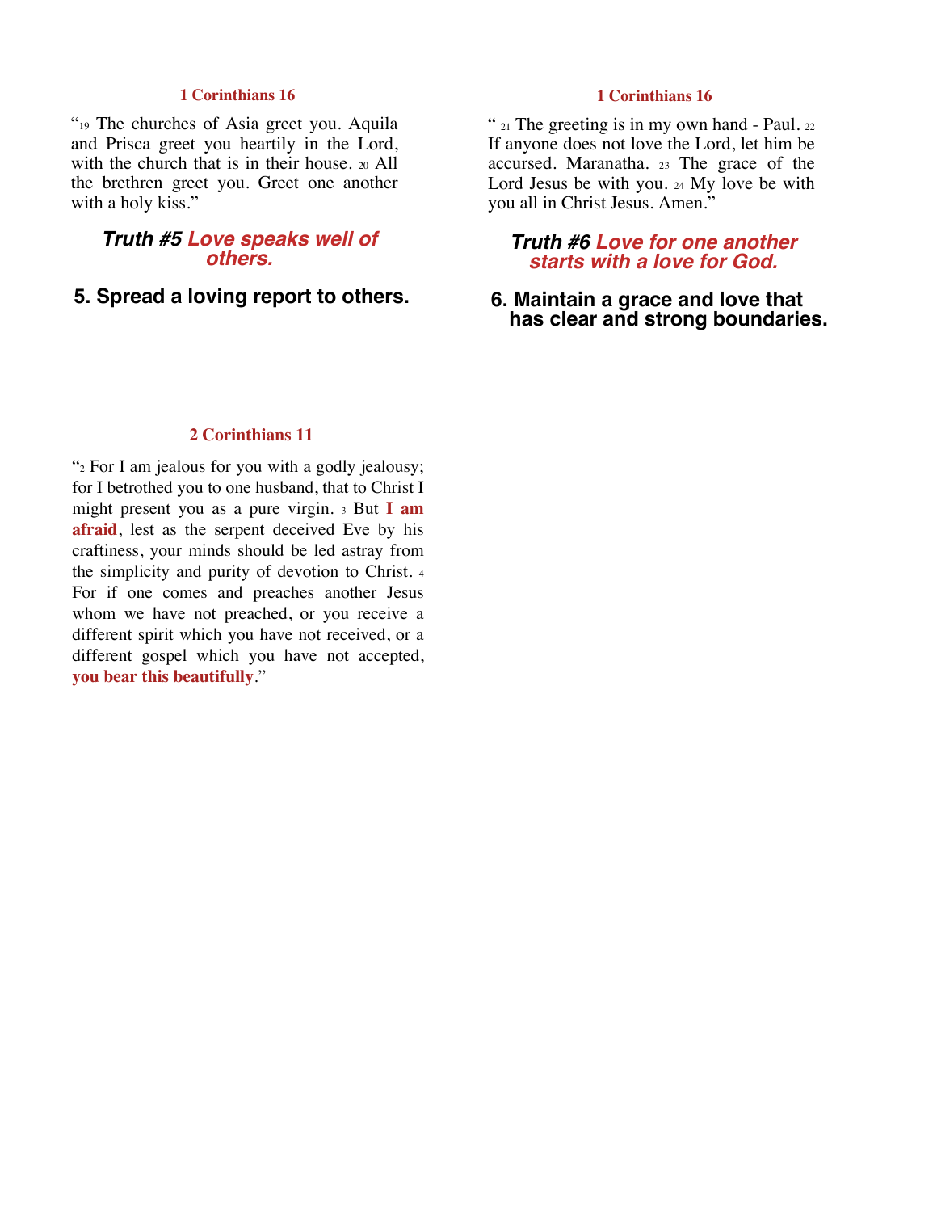### 1 Corinthians 16

"19 The churches of Asia greet you. Aquila and Prisca greet you heartily in the Lord, with the church that is in their house. 20 All the brethren greet you. Greet one another with a holy kiss."

## *Truth #5 Love speaks well of others.*

### 5. Spread a loving report to others.

### 1 Corinthians 16

" 21 The greeting is in my own hand - Paul. 22 If anyone does not love the Lord, let him be accursed. Maranatha. 23 The grace of the Lord Jesus be with you. 24 My love be with you all in Christ Jesus. Amen."

## *Truth #6 Love for one another starts with a love for God.*

### 6. Maintain a grace and love that has clear and strong boundaries.

### 2 Corinthians 11

"2 For I am jealous for you with a godly jealousy; for I betrothed you to one husband, that to Christ I might present you as a pure virgin. 3 But **I am afraid**, lest as the serpent deceived Eve by his craftiness, your minds should be led astray from the simplicity and purity of devotion to Christ. 4 For if one comes and preaches another Jesus whom we have not preached, or you receive a different spirit which you have not received, or a different gospel which you have not accepted, **you bear this beautifully**."